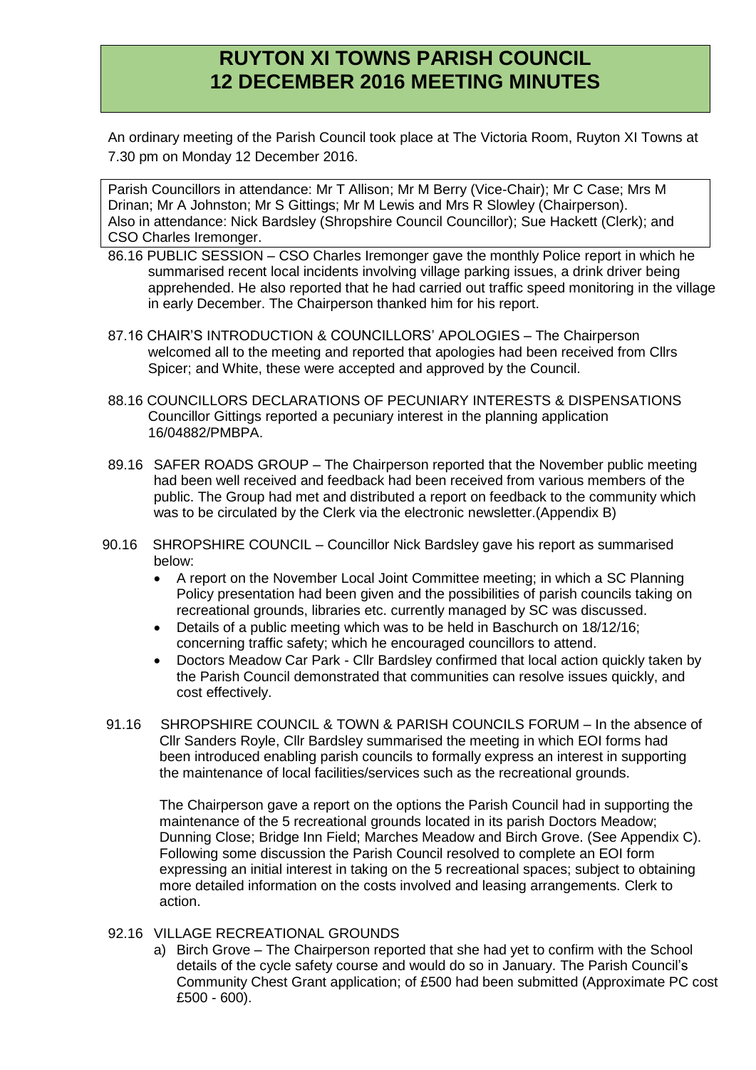# RUYTON XI TOWNS PARISH COUNCIL
# 12 DECEMBER 2016 MEETING MINUTES

An ordinary meeting of the Parish Council took place at The Victoria Room, Ruyton XI Towns at 7.30 pm on Monday 12 December 2016.

Parish Councillors in attendance: Mr T Allison; Mr M Berry (Vice-Chair); Mr C Case; Mrs M Drinan; Mr A Johnston; Mr S Gittings; Mr M Lewis and Mrs R Slowley (Chairperson).
Also in attendance: Nick Bardsley (Shropshire Council Councillor); Sue Hackett (Clerk); and CSO Charles Iremonger.

86.16 PUBLIC SESSION – CSO Charles Iremonger gave the monthly Police report in which he summarised recent local incidents involving village parking issues, a drink driver being apprehended. He also reported that he had carried out traffic speed monitoring in the village in early December. The Chairperson thanked him for his report.

87.16 CHAIR'S INTRODUCTION & COUNCILLORS' APOLOGIES – The Chairperson welcomed all to the meeting and reported that apologies had been received from Cllrs Spicer; and White, these were accepted and approved by the Council.

88.16 COUNCILLORS DECLARATIONS OF PECUNIARY INTERESTS & DISPENSATIONS Councillor Gittings reported a pecuniary interest in the planning application 16/04882/PMBPA.

89.16 SAFER ROADS GROUP – The Chairperson reported that the November public meeting had been well received and feedback had been received from various members of the public. The Group had met and distributed a report on feedback to the community which was to be circulated by the Clerk via the electronic newsletter.(Appendix B)

90.16 SHROPSHIRE COUNCIL – Councillor Nick Bardsley gave his report as summarised below:

- A report on the November Local Joint Committee meeting; in which a SC Planning Policy presentation had been given and the possibilities of parish councils taking on recreational grounds, libraries etc. currently managed by SC was discussed.
- Details of a public meeting which was to be held in Baschurch on 18/12/16; concerning traffic safety; which he encouraged councillors to attend.
- Doctors Meadow Car Park - Cllr Bardsley confirmed that local action quickly taken by the Parish Council demonstrated that communities can resolve issues quickly, and cost effectively.

91.16 SHROPSHIRE COUNCIL & TOWN & PARISH COUNCILS FORUM – In the absence of Cllr Sanders Royle, Cllr Bardsley summarised the meeting in which EOI forms had been introduced enabling parish councils to formally express an interest in supporting the maintenance of local facilities/services such as the recreational grounds.

The Chairperson gave a report on the options the Parish Council had in supporting the maintenance of the 5 recreational grounds located in its parish Doctors Meadow; Dunning Close; Bridge Inn Field; Marches Meadow and Birch Grove. (See Appendix C). Following some discussion the Parish Council resolved to complete an EOI form expressing an initial interest in taking on the 5 recreational spaces; subject to obtaining more detailed information on the costs involved and leasing arrangements. Clerk to action.

92.16 VILLAGE RECREATIONAL GROUNDS

a) Birch Grove – The Chairperson reported that she had yet to confirm with the School details of the cycle safety course and would do so in January. The Parish Council's Community Chest Grant application; of £500 had been submitted (Approximate PC cost £500 - 600).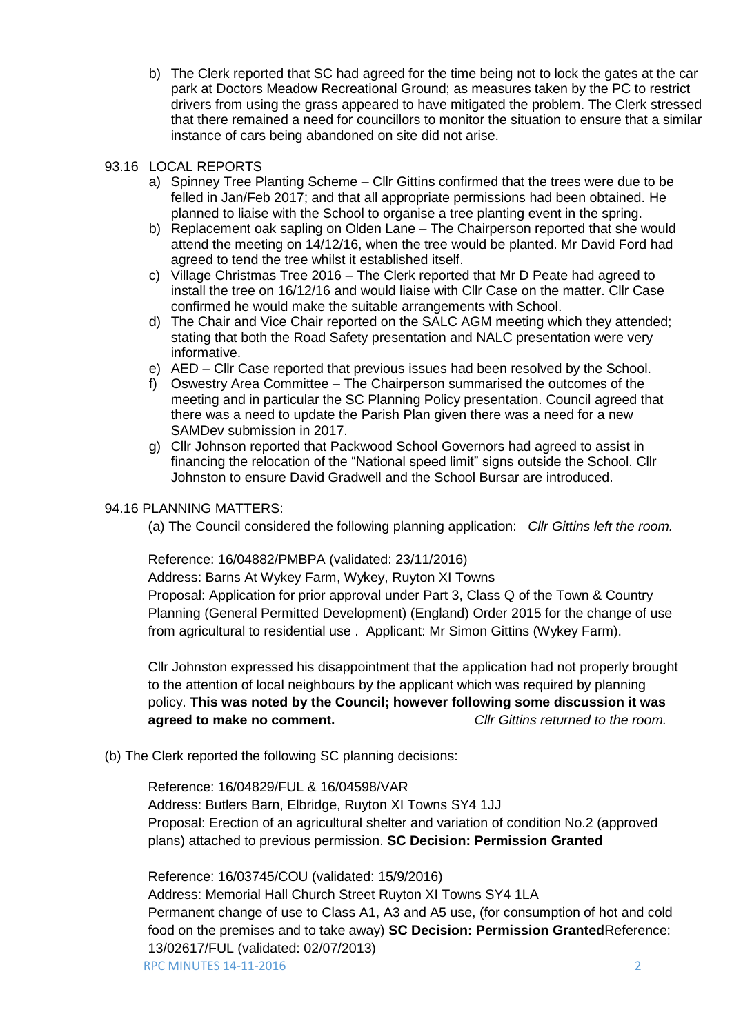b) The Clerk reported that SC had agreed for the time being not to lock the gates at the car park at Doctors Meadow Recreational Ground; as measures taken by the PC to restrict drivers from using the grass appeared to have mitigated the problem. The Clerk stressed that there remained a need for councillors to monitor the situation to ensure that a similar instance of cars being abandoned on site did not arise.

93.16 LOCAL REPORTS

a) Spinney Tree Planting Scheme – Cllr Gittins confirmed that the trees were due to be felled in Jan/Feb 2017; and that all appropriate permissions had been obtained. He planned to liaise with the School to organise a tree planting event in the spring.
b) Replacement oak sapling on Olden Lane – The Chairperson reported that she would attend the meeting on 14/12/16, when the tree would be planted. Mr David Ford had agreed to tend the tree whilst it established itself.
c) Village Christmas Tree 2016 – The Clerk reported that Mr D Peate had agreed to install the tree on 16/12/16 and would liaise with Cllr Case on the matter. Cllr Case confirmed he would make the suitable arrangements with School.
d) The Chair and Vice Chair reported on the SALC AGM meeting which they attended; stating that both the Road Safety presentation and NALC presentation were very informative.
e) AED – Cllr Case reported that previous issues had been resolved by the School.
f) Oswestry Area Committee – The Chairperson summarised the outcomes of the meeting and in particular the SC Planning Policy presentation. Council agreed that there was a need to update the Parish Plan given there was a need for a new SAMDev submission in 2017.
g) Cllr Johnson reported that Packwood School Governors had agreed to assist in financing the relocation of the "National speed limit" signs outside the School. Cllr Johnston to ensure David Gradwell and the School Bursar are introduced.

94.16 PLANNING MATTERS:

(a) The Council considered the following planning application: *Cllr Gittins left the room.*

Reference: 16/04882/PMBPA (validated: 23/11/2016)
Address: Barns At Wykey Farm, Wykey, Ruyton XI Towns
Proposal: Application for prior approval under Part 3, Class Q of the Town & Country Planning (General Permitted Development) (England) Order 2015 for the change of use from agricultural to residential use . Applicant: Mr Simon Gittins (Wykey Farm).

Cllr Johnston expressed his disappointment that the application had not properly brought to the attention of local neighbours by the applicant which was required by planning policy. **This was noted by the Council; however following some discussion it was agreed to make no comment.** *Cllr Gittins returned to the room.*

(b) The Clerk reported the following SC planning decisions:

Reference: 16/04829/FUL & 16/04598/VAR
Address: Butlers Barn, Elbridge, Ruyton XI Towns SY4 1JJ
Proposal: Erection of an agricultural shelter and variation of condition No.2 (approved plans) attached to previous permission. **SC Decision: Permission Granted**

Reference: 16/03745/COU (validated: 15/9/2016)
Address: Memorial Hall Church Street Ruyton XI Towns SY4 1LA
Permanent change of use to Class A1, A3 and A5 use, (for consumption of hot and cold food on the premises and to take away) **SC Decision: Permission Granted**Reference: 13/02617/FUL (validated: 02/07/2013)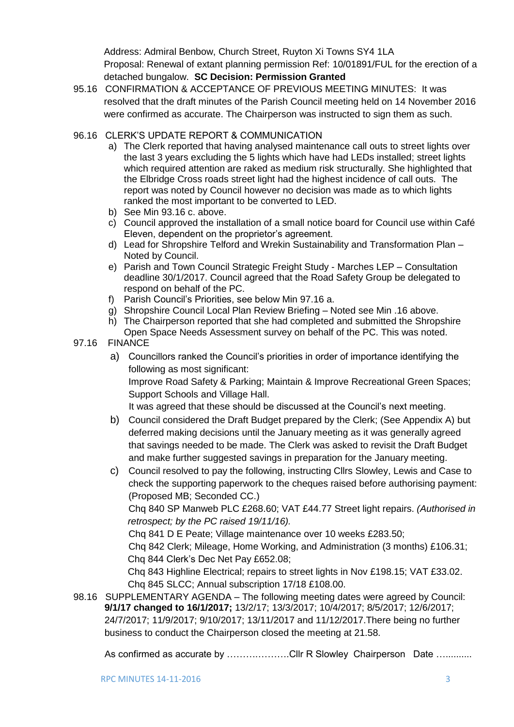Address: Admiral Benbow, Church Street, Ruyton Xi Towns SY4 1LA
Proposal: Renewal of extant planning permission Ref: 10/01891/FUL for the erection of a detached bungalow. **SC Decision: Permission Granted**

95.16 CONFIRMATION & ACCEPTANCE OF PREVIOUS MEETING MINUTES: It was resolved that the draft minutes of the Parish Council meeting held on 14 November 2016 were confirmed as accurate. The Chairperson was instructed to sign them as such.

96.16 CLERK'S UPDATE REPORT & COMMUNICATION

a) The Clerk reported that having analysed maintenance call outs to street lights over the last 3 years excluding the 5 lights which have had LEDs installed; street lights which required attention are raked as medium risk structurally. She highlighted that the Elbridge Cross roads street light had the highest incidence of call outs. The report was noted by Council however no decision was made as to which lights ranked the most important to be converted to LED.
b) See Min 93.16 c. above.
c) Council approved the installation of a small notice board for Council use within Café Eleven, dependent on the proprietor's agreement.
d) Lead for Shropshire Telford and Wrekin Sustainability and Transformation Plan – Noted by Council.
e) Parish and Town Council Strategic Freight Study - Marches LEP – Consultation deadline 30/1/2017. Council agreed that the Road Safety Group be delegated to respond on behalf of the PC.
f) Parish Council's Priorities, see below Min 97.16 a.
g) Shropshire Council Local Plan Review Briefing – Noted see Min .16 above.
h) The Chairperson reported that she had completed and submitted the Shropshire Open Space Needs Assessment survey on behalf of the PC. This was noted.

97.16 FINANCE

a) Councillors ranked the Council's priorities in order of importance identifying the following as most significant:
Improve Road Safety & Parking; Maintain & Improve Recreational Green Spaces; Support Schools and Village Hall.
It was agreed that these should be discussed at the Council's next meeting.
b) Council considered the Draft Budget prepared by the Clerk; (See Appendix A) but deferred making decisions until the January meeting as it was generally agreed that savings needed to be made. The Clerk was asked to revisit the Draft Budget and make further suggested savings in preparation for the January meeting.
c) Council resolved to pay the following, instructing Cllrs Slowley, Lewis and Case to check the supporting paperwork to the cheques raised before authorising payment: (Proposed MB; Seconded CC.)
Chq 840 SP Manweb PLC £268.60; VAT £44.77 Street light repairs. *(Authorised in retrospect; by the PC raised 19/11/16).*
Chq 841 D E Peate; Village maintenance over 10 weeks £283.50;
Chq 842 Clerk; Mileage, Home Working, and Administration (3 months) £106.31;
Chq 844 Clerk's Dec Net Pay £652.08;
Chq 843 Highline Electrical; repairs to street lights in Nov £198.15; VAT £33.02.
Chq 845 SLCC; Annual subscription 17/18 £108.00.

98.16 SUPPLEMENTARY AGENDA – The following meeting dates were agreed by Council: **9/1/17 changed to 16/1/2017;** 13/2/17; 13/3/2017; 10/4/2017; 8/5/2017; 12/6/2017; 24/7/2017; 11/9/2017; 9/10/2017; 13/11/2017 and 11/12/2017.There being no further business to conduct the Chairperson closed the meeting at 21.58.

As confirmed as accurate by ………..………Cllr R Slowley Chairperson Date …..........